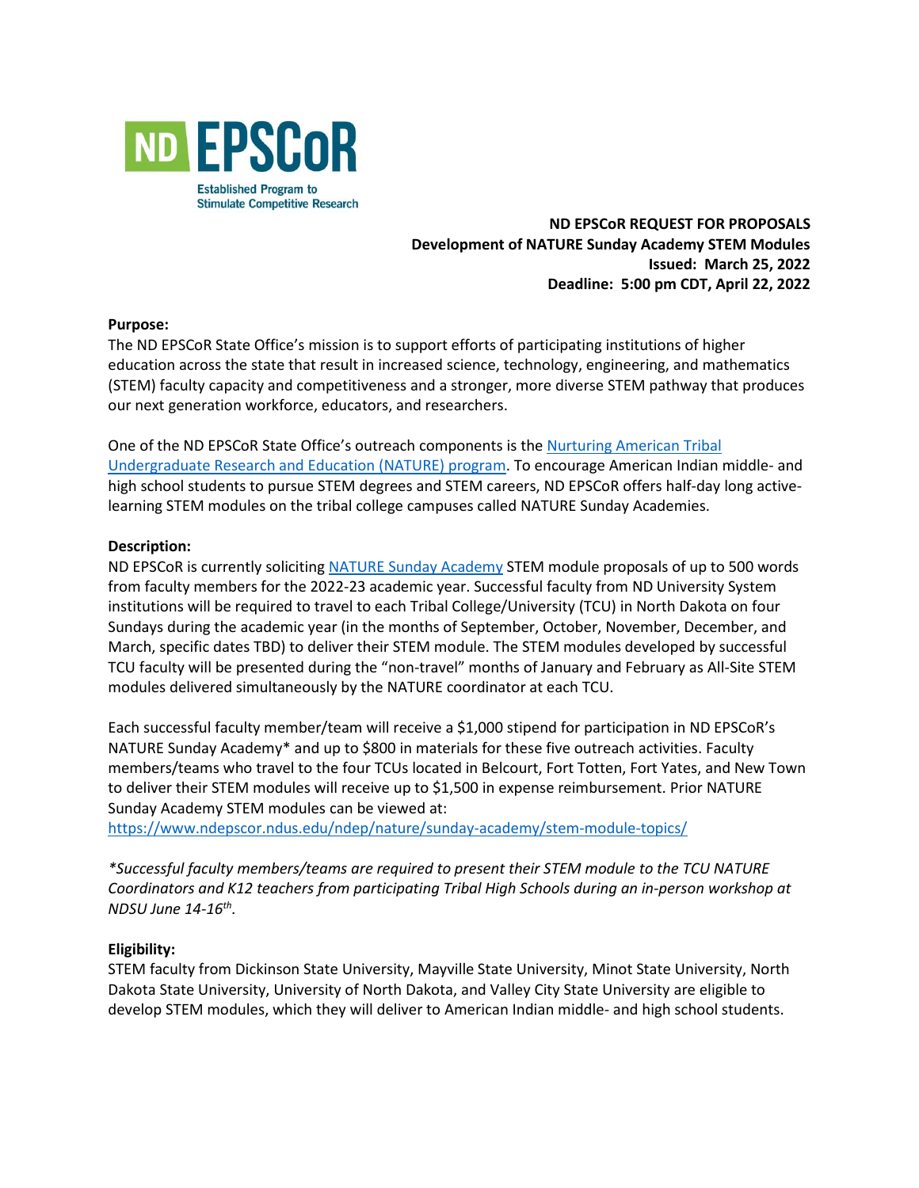**ND EPSCoR REQUEST FOR PROPOSALS**
**Development of NATURE Sunday Academy STEM Modules**
**Issued: March 25, 2022**
**Deadline: 5:00 pm CDT, April 22, 2022**

**Purpose:**

The ND EPSCoR State Office's mission is to support efforts of participating institutions of higher education across the state that result in increased science, technology, engineering, and mathematics (STEM) faculty capacity and competitiveness and a stronger, more diverse STEM pathway that produces our next generation workforce, educators, and researchers.

One of the ND EPSCoR State Office's outreach components is the Nurturing American Tribal Undergraduate Research and Education (NATURE) program. To encourage American Indian middle- and high school students to pursue STEM degrees and STEM careers, ND EPSCoR offers half-day long active-learning STEM modules on the tribal college campuses called NATURE Sunday Academies.

**Description:**

ND EPSCoR is currently soliciting NATURE Sunday Academy STEM module proposals of up to 500 words from faculty members for the 2022-23 academic year. Successful faculty from ND University System institutions will be required to travel to each Tribal College/University (TCU) in North Dakota on four Sundays during the academic year (in the months of September, October, November, December, and March, specific dates TBD) to deliver their STEM module. The STEM modules developed by successful TCU faculty will be presented during the "non-travel" months of January and February as All-Site STEM modules delivered simultaneously by the NATURE coordinator at each TCU.

Each successful faculty member/team will receive a $1,000 stipend for participation in ND EPSCoR's NATURE Sunday Academy* and up to $800 in materials for these five outreach activities. Faculty members/teams who travel to the four TCUs located in Belcourt, Fort Totten, Fort Yates, and New Town to deliver their STEM modules will receive up to $1,500 in expense reimbursement. Prior NATURE Sunday Academy STEM modules can be viewed at:
https://www.ndepscor.ndus.edu/ndep/nature/sunday-academy/stem-module-topics/

*\*Successful faculty members/teams are required to present their STEM module to the TCU NATURE Coordinators and K12 teachers from participating Tribal High Schools during an in-person workshop at NDSU June 14-16th.*

**Eligibility:**

STEM faculty from Dickinson State University, Mayville State University, Minot State University, North Dakota State University, University of North Dakota, and Valley City State University are eligible to develop STEM modules, which they will deliver to American Indian middle- and high school students.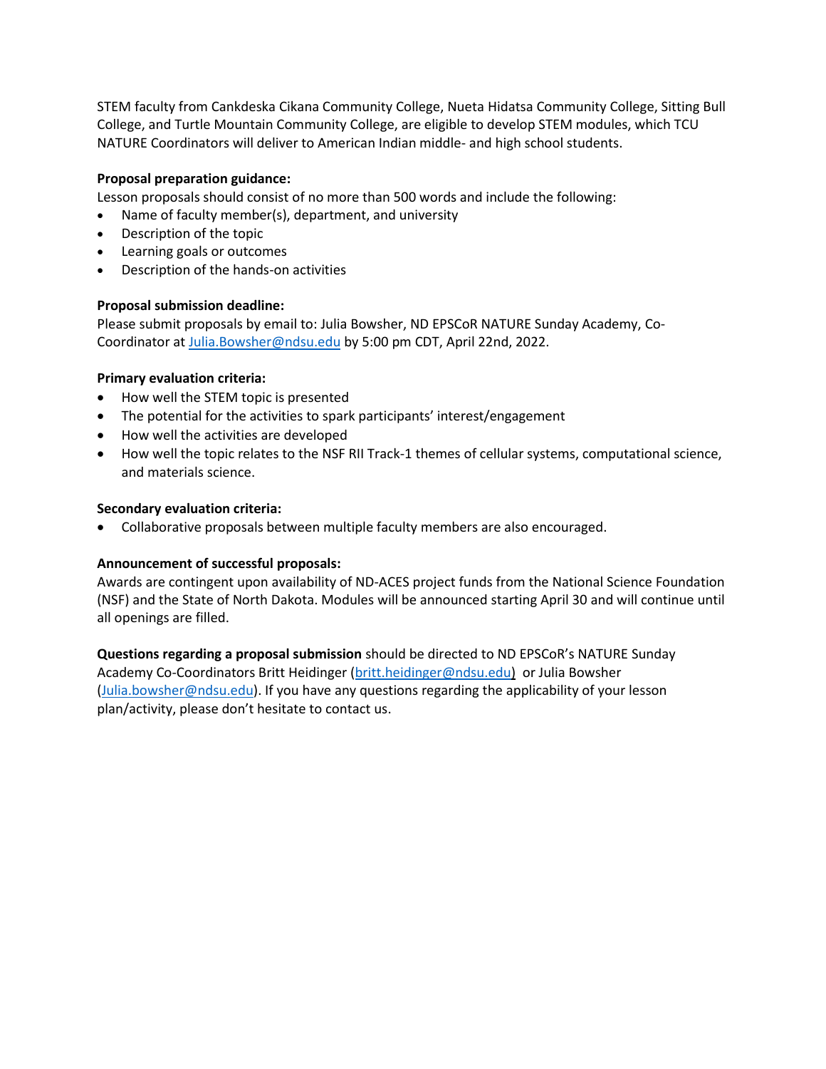STEM faculty from Cankdeska Cikana Community College, Nueta Hidatsa Community College, Sitting Bull College, and Turtle Mountain Community College, are eligible to develop STEM modules, which TCU NATURE Coordinators will deliver to American Indian middle- and high school students.

**Proposal preparation guidance:**

Lesson proposals should consist of no more than 500 words and include the following:

- Name of faculty member(s), department, and university
- Description of the topic
- Learning goals or outcomes
- Description of the hands-on activities

**Proposal submission deadline:**

Please submit proposals by email to: Julia Bowsher, ND EPSCoR NATURE Sunday Academy, Co-Coordinator at Julia.Bowsher@ndsu.edu by 5:00 pm CDT, April 22nd, 2022.

**Primary evaluation criteria:**

- How well the STEM topic is presented
- The potential for the activities to spark participants' interest/engagement
- How well the activities are developed
- How well the topic relates to the NSF RII Track-1 themes of cellular systems, computational science, and materials science.

**Secondary evaluation criteria:**

- Collaborative proposals between multiple faculty members are also encouraged.

**Announcement of successful proposals:**

Awards are contingent upon availability of ND-ACES project funds from the National Science Foundation (NSF) and the State of North Dakota. Modules will be announced starting April 30 and will continue until all openings are filled.

**Questions regarding a proposal submission** should be directed to ND EPSCoR's NATURE Sunday Academy Co-Coordinators Britt Heidinger (britt.heidinger@ndsu.edu) or Julia Bowsher (Julia.bowsher@ndsu.edu). If you have any questions regarding the applicability of your lesson plan/activity, please don't hesitate to contact us.